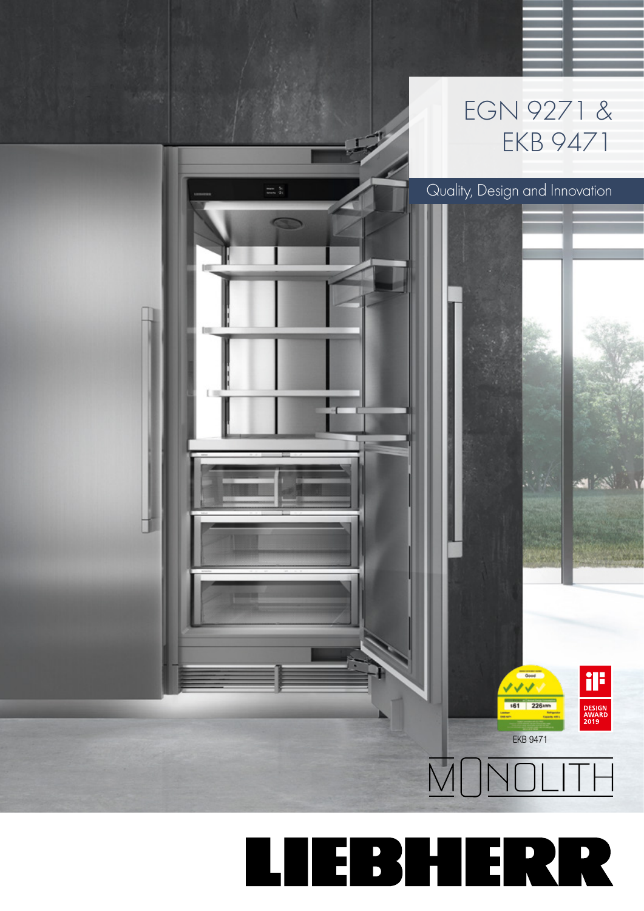# EGN 9271 & EKB 9471

Quality, Design and Innovation

EKB 9471

MONOLITH

LIEBHERR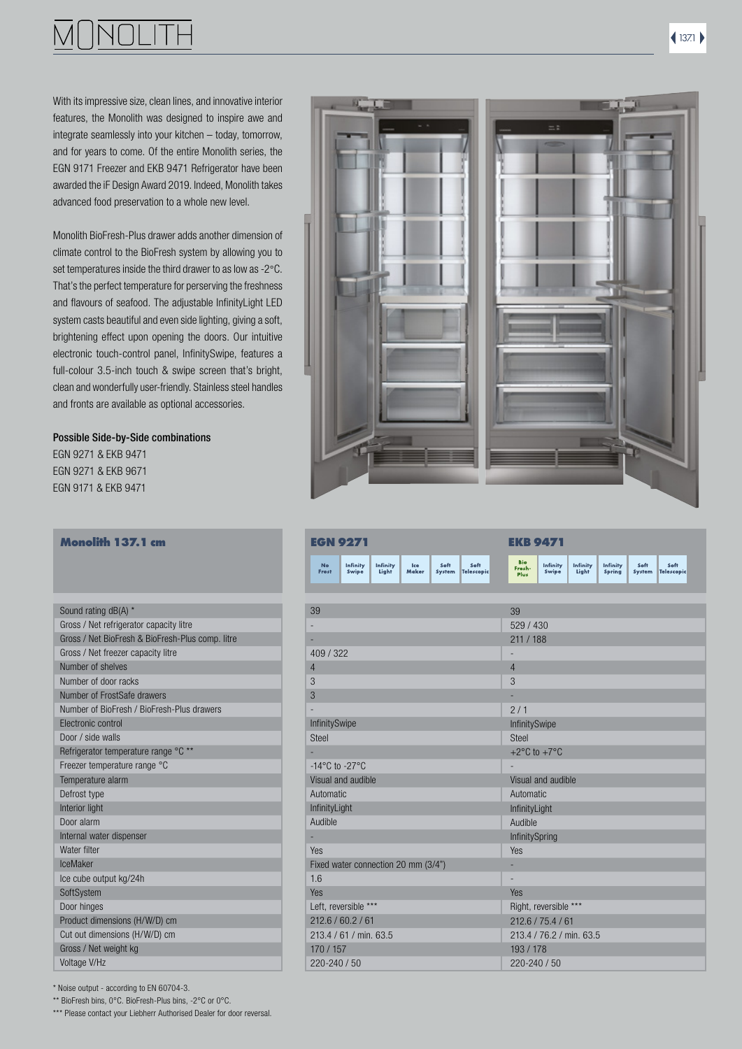# MONOLITH

With its impressive size, clean lines, and innovative interior features, the Monolith was designed to inspire awe and integrate seamlessly into your kitchen – today, tomorrow, and for years to come. Of the entire Monolith series, the EGN 9171 Freezer and EKB 9471 Refrigerator have been awarded the iF Design Award 2019. Indeed, Monolith takes advanced food preservation to a whole new level.

Monolith BioFresh-Plus drawer adds another dimension of climate control to the BioFresh system by allowing you to set temperatures inside the third drawer to as low as -2°C. That's the perfect temperature for perserving the freshness and flavours of seafood. The adjustable InfinityLight LED system casts beautiful and even side lighting, giving a soft, brightening effect upon opening the doors. Our intuitive electronic touch-control panel, InfinitySwipe, features a full-colour 3.5-inch touch & swipe screen that's bright, clean and wonderfully user-friendly. Stainless steel handles and fronts are available as optional accessories.

**Possible Side-by-Side combinations**

EGN 9271 & EKB 9471
EGN 9271 & EKB 9671
EGN 9171 & EKB 9471

| Monolith 137.1 cm | EGN 9271 | EKB 9471 |
|---|---|---|
| | No Frost, Infinity Swipe, Infinity Light, Ice Maker, Soft System, Soft Telescopic | Bio Fresh-Plus, Infinity Swipe, Infinity Light, Infinity Spring, Soft System, Soft Telescopic |
| Sound rating dB(A) * | 39 | 39 |
| Gross / Net refrigerator capacity litre | - | 529 / 430 |
| Gross / Net BioFresh & BioFresh-Plus comp. litre | - | 211 / 188 |
| Gross / Net freezer capacity litre | 409 / 322 | - |
| Number of shelves | 4 | 4 |
| Number of door racks | 3 | 3 |
| Number of FrostSafe drawers | 3 | - |
| Number of BioFresh / BioFresh-Plus drawers | - | 2 / 1 |
| Electronic control | InfinitySwipe | InfinitySwipe |
| Door / side walls | Steel | Steel |
| Refrigerator temperature range °C ** | - | +2°C to +7°C |
| Freezer temperature range °C | -14°C to -27°C | - |
| Temperature alarm | Visual and audible | Visual and audible |
| Defrost type | Automatic | Automatic |
| Interior light | InfinityLight | InfinityLight |
| Door alarm | Audible | Audible |
| Internal water dispenser | - | InfinitySpring |
| Water filter | Yes | Yes |
| IceMaker | Fixed water connection 20 mm (3/4") | - |
| Ice cube output kg/24h | 1.6 | - |
| SoftSystem | Yes | Yes |
| Door hinges | Left, reversible *** | Right, reversible *** |
| Product dimensions (H/W/D) cm | 212.6 / 60.2 / 61 | 212.6 / 75.4 / 61 |
| Cut out dimensions (H/W/D) cm | 213.4 / 61 / min. 63.5 | 213.4 / 76.2 / min. 63.5 |
| Gross / Net weight kg | 170 / 157 | 193 / 178 |
| Voltage V/Hz | 220-240 / 50 | 220-240 / 50 |

* Noise output - according to EN 60704-3.
** BioFresh bins, 0°C. BioFresh-Plus bins, -2°C or 0°C.
*** Please contact your Liebherr Authorised Dealer for door reversal.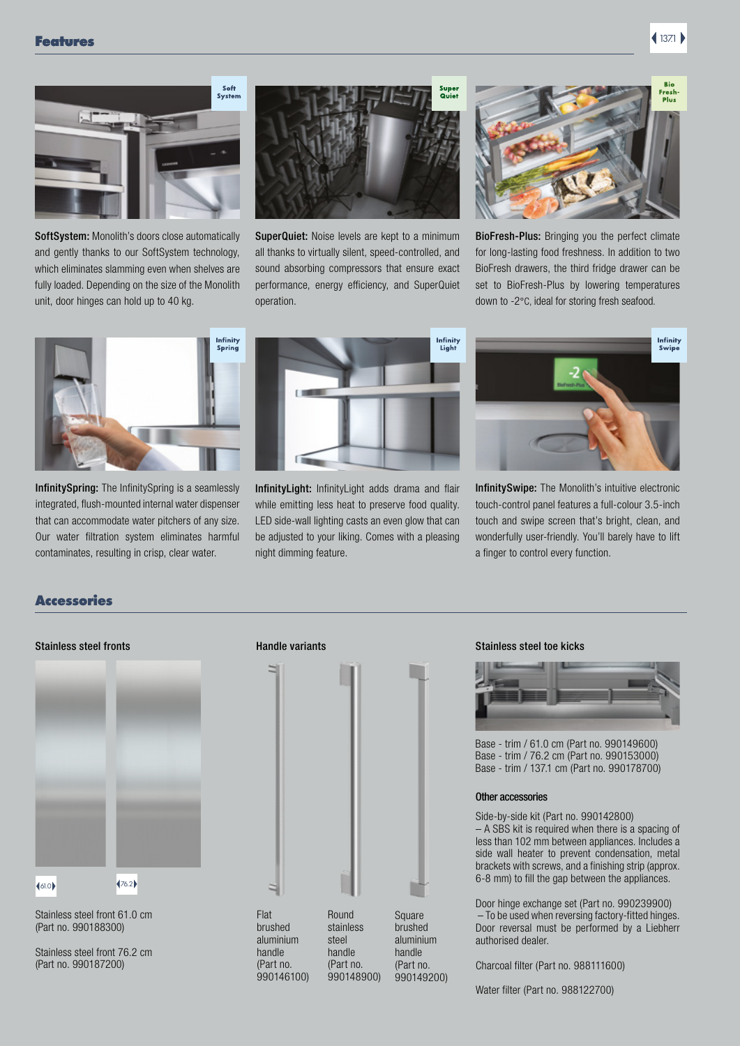## Features

**SoftSystem:** Monolith's doors close automatically and gently thanks to our SoftSystem technology, which eliminates slamming even when shelves are fully loaded. Depending on the size of the Monolith unit, door hinges can hold up to 40 kg.

**SuperQuiet:** Noise levels are kept to a minimum all thanks to virtually silent, speed-controlled, and sound absorbing compressors that ensure exact performance, energy efficiency, and SuperQuiet operation.

**BioFresh-Plus:** Bringing you the perfect climate for long-lasting food freshness. In addition to two BioFresh drawers, the third fridge drawer can be set to BioFresh-Plus by lowering temperatures down to -2°C, ideal for storing fresh seafood.

**InfinitySpring:** The InfinitySpring is a seamlessly integrated, flush-mounted internal water dispenser that can accommodate water pitchers of any size. Our water filtration system eliminates harmful contaminates, resulting in crisp, clear water.

**InfinityLight:** InfinityLight adds drama and flair while emitting less heat to preserve food quality. LED side-wall lighting casts an even glow that can be adjusted to your liking. Comes with a pleasing night dimming feature.

**InfinitySwipe:** The Monolith's intuitive electronic touch-control panel features a full-colour 3.5-inch touch and swipe screen that's bright, clean, and wonderfully user-friendly. You'll barely have to lift a finger to control every function.

## Accessories

### Stainless steel fronts

Stainless steel front 61.0 cm (Part no. 990188300)

Stainless steel front 76.2 cm (Part no. 990187200)

### Handle variants

Flat brushed aluminium handle (Part no. 990146100)

Round stainless steel handle (Part no. 990148900)

Square brushed aluminium handle (Part no. 990149200)

### Stainless steel toe kicks

Base - trim / 61.0 cm (Part no. 990149600)
Base - trim / 76.2 cm (Part no. 990153000)
Base - trim / 137.1 cm (Part no. 990178700)

### Other accessories

Side-by-side kit (Part no. 990142800)
– A SBS kit is required when there is a spacing of less than 102 mm between appliances. Includes a side wall heater to prevent condensation, metal brackets with screws, and a finishing strip (approx. 6-8 mm) to fill the gap between the appliances.

Door hinge exchange set (Part no. 990239900)
– To be used when reversing factory-fitted hinges. Door reversal must be performed by a Liebherr authorised dealer.

Charcoal filter (Part no. 988111600)

Water filter (Part no. 988122700)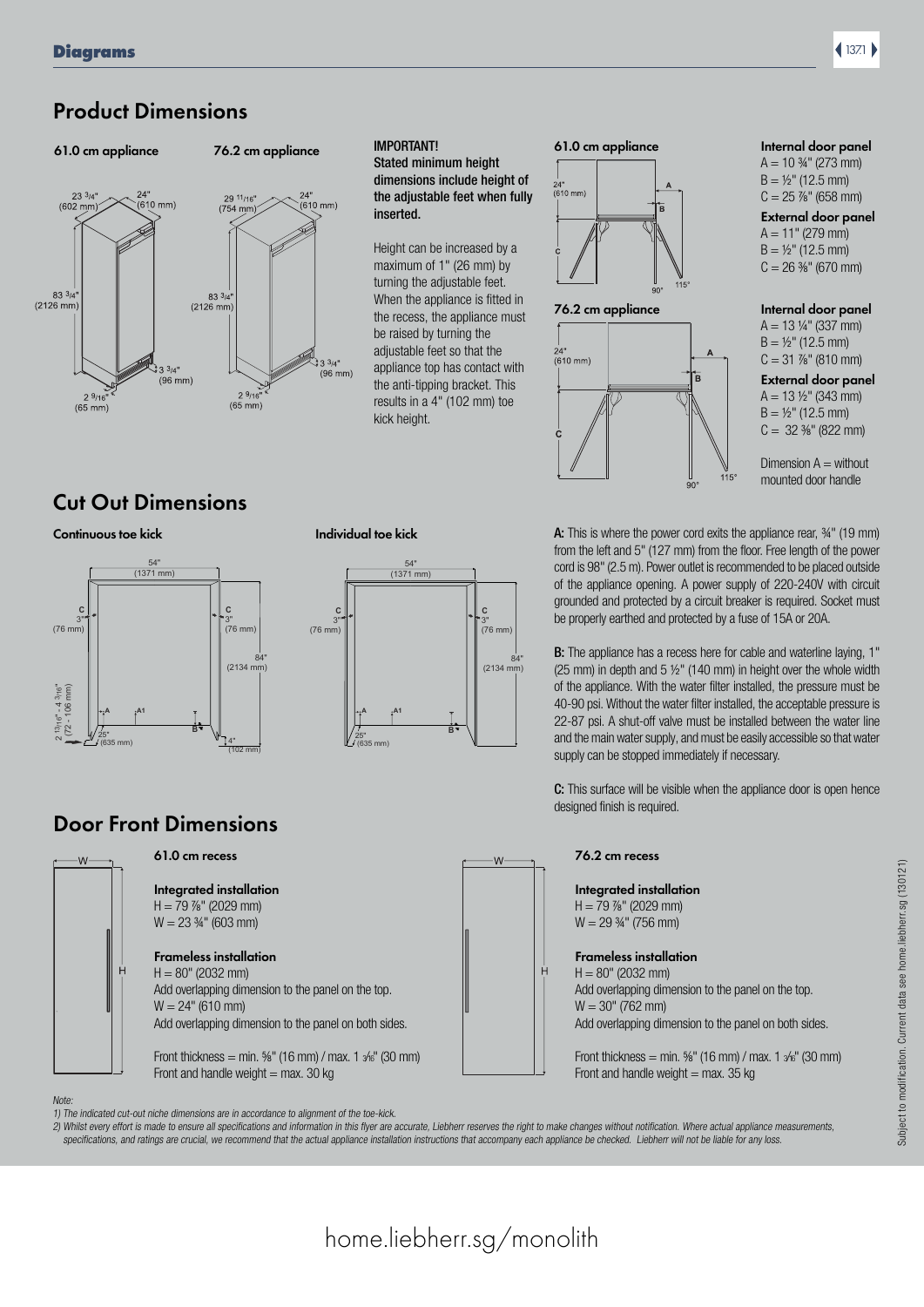## Product Dimensions

**61.0 cm appliance**

23 3/4" (602 mm)
24" (610 mm)
83 3/4" (2126 mm)
3 3/4" (96 mm)
2 9/16" (65 mm)

**76.2 cm appliance**

29 11/16" (754 mm)
24" (610 mm)
83 3/4" (2126 mm)
3 3/4" (96 mm)
2 9/16" (65 mm)

**IMPORTANT!**
**Stated minimum height dimensions include height of the adjustable feet when fully inserted.**

Height can be increased by a maximum of 1" (26 mm) by turning the adjustable feet. When the appliance is fitted in the recess, the appliance must be raised by turning the adjustable feet so that the appliance top has contact with the anti-tipping bracket. This results in a 4" (102 mm) toe kick height.

**61.0 cm appliance**

24" (610 mm)
A
B
C
90°
115°

**Internal door panel**
A = 10 ¾" (273 mm)
B = ½" (12.5 mm)
C = 25 ⅞" (658 mm)

**External door panel**
A = 11" (279 mm)
B = ½" (12.5 mm)
C = 26 ⅜" (670 mm)

**76.2 cm appliance**

24" (610 mm)
A
B
C
90°
115°

**Internal door panel**
A = 13 ¼" (337 mm)
B = ½" (12.5 mm)
C = 31 ⅞" (810 mm)

**External door panel**
A = 13 ½" (343 mm)
B = ½" (12.5 mm)
C = 32 ⅜" (822 mm)

Dimension A = without mounted door handle

## Cut Out Dimensions

**Continuous toe kick**

54" (1371 mm)
C 3" (76 mm)
C 3" (76 mm)
84" (2134 mm)
2 13/16" - 4 3/16" (72 - 106 mm)
A
A1
B
25" (635 mm)
4" (102 mm)

**Individual toe kick**

54" (1371 mm)
C 3" (76 mm)
C 3" (76 mm)
84" (2134 mm)
A
A1
B
25" (635 mm)

**A:** This is where the power cord exits the appliance rear, ¾" (19 mm) from the left and 5" (127 mm) from the floor. Free length of the power cord is 98" (2.5 m). Power outlet is recommended to be placed outside of the appliance opening. A power supply of 220-240V with circuit grounded and protected by a circuit breaker is required. Socket must be properly earthed and protected by a fuse of 15A or 20A.

**B:** The appliance has a recess here for cable and waterline laying, 1" (25 mm) in depth and 5 ½" (140 mm) in height over the whole width of the appliance. With the water filter installed, the pressure must be 40-90 psi. Without the water filter installed, the acceptable pressure is 22-87 psi. A shut-off valve must be installed between the water line and the main water supply, and must be easily accessible so that water supply can be stopped immediately if necessary.

**C:** This surface will be visible when the appliance door is open hence designed finish is required.

## Door Front Dimensions

W
H

**61.0 cm recess**

**Integrated installation**
H = 79 ⅞" (2029 mm)
W = 23 ¾" (603 mm)

**Frameless installation**
H = 80" (2032 mm)
Add overlapping dimension to the panel on the top.
W = 24" (610 mm)
Add overlapping dimension to the panel on both sides.

Front thickness = min. ⅝" (16 mm) / max. 1 3/16" (30 mm)
Front and handle weight = max. 30 kg

W
H

**76.2 cm recess**

**Integrated installation**
H = 79 ⅞" (2029 mm)
W = 29 ¾" (756 mm)

**Frameless installation**
H = 80" (2032 mm)
Add overlapping dimension to the panel on the top.
W = 30" (762 mm)
Add overlapping dimension to the panel on both sides.

Front thickness = min. ⅝" (16 mm) / max. 1 3/16" (30 mm)
Front and handle weight = max. 35 kg

*Note:*
*1) The indicated cut-out niche dimensions are in accordance to alignment of the toe-kick.*
*2) Whilst every effort is made to ensure all specifications and information in this flyer are accurate, Liebherr reserves the right to make changes without notification. Where actual appliance measurements, specifications, and ratings are crucial, we recommend that the actual appliance installation instructions that accompany each appliance be checked. Liebherr will not be liable for any loss.*

Subject to modification. Current data see home.liebherr.sg (130121)

home.liebherr.sg/monolith